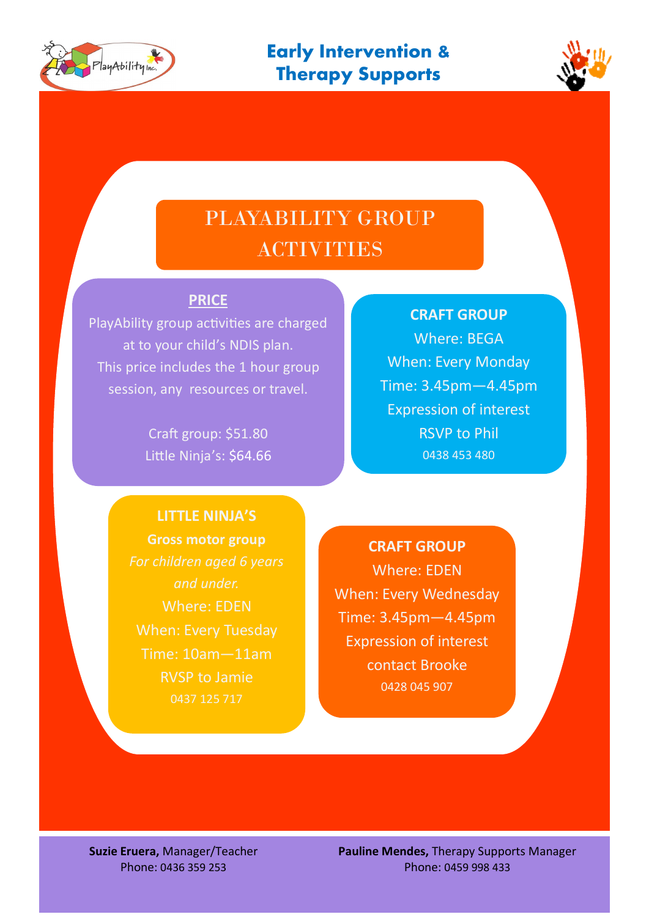# Early Intervention & Therapy Supports

## PLAYABILITY GROUP ACTIVITIES

### PRICE

PlayAbility group activities are charged at to your child's NDIS plan. This price includes the 1 hour group session, any resources or travel.

Craft group: $51.80
Little Ninja's: $64.66

### CRAFT GROUP

Where: BEGA
When: Every Monday
Time: 3.45pm—4.45pm
Expression of interest
RSVP to Phil
0438 453 480

### LITTLE NINJA'S

**Gross motor group**

*For children aged 6 years and under.*

Where: EDEN
When: Every Tuesday
Time: 10am—11am
RVSP to Jamie
0437 125 717

### CRAFT GROUP

Where: EDEN
When: Every Wednesday
Time: 3.45pm—4.45pm
Expression of interest
contact Brooke
0428 045 907

**Suzie Eruera,** Manager/Teacher
Phone: 0436 359 253

**Pauline Mendes,** Therapy Supports Manager
Phone: 0459 998 433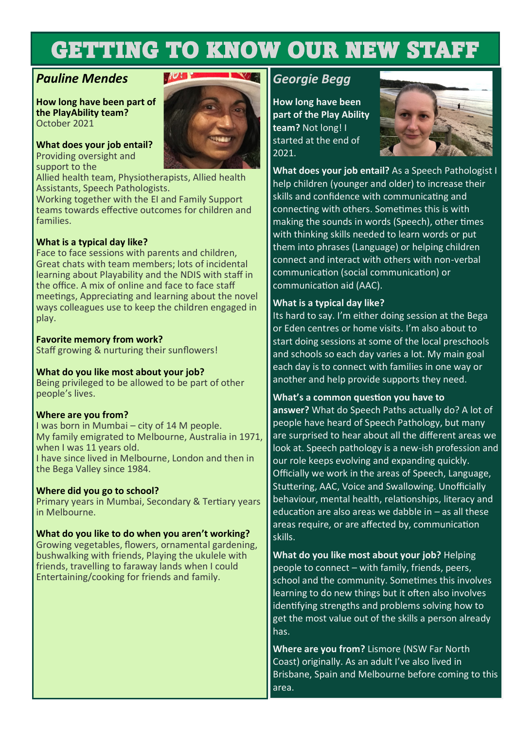# GETTING TO KNOW OUR NEW STAFF

## *Pauline Mendes*

**How long have been part of the PlayAbility team?**
October 2021

**What does your job entail?**
Providing oversight and support to the Allied health team, Physiotherapists, Allied health Assistants, Speech Pathologists.
Working together with the EI and Family Support teams towards effective outcomes for children and families.

**What is a typical day like?**
Face to face sessions with parents and children, Great chats with team members; lots of incidental learning about Playability and the NDIS with staff in the office. A mix of online and face to face staff meetings, Appreciating and learning about the novel ways colleagues use to keep the children engaged in play.

**Favorite memory from work?**
Staff growing & nurturing their sunflowers!

**What do you like most about your job?**
Being privileged to be allowed to be part of other people's lives.

**Where are you from?**
I was born in Mumbai – city of 14 M people.
My family emigrated to Melbourne, Australia in 1971, when I was 11 years old.
I have since lived in Melbourne, London and then in the Bega Valley since 1984.

**Where did you go to school?**
Primary years in Mumbai, Secondary & Tertiary years in Melbourne.

**What do you like to do when you aren't working?**
Growing vegetables, flowers, ornamental gardening, bushwalking with friends, Playing the ukulele with friends, travelling to faraway lands when I could Entertaining/cooking for friends and family.

## *Georgie Begg*

**How long have been part of the Play Ability team?** Not long! I started at the end of 2021.

**What does your job entail?** As a Speech Pathologist I help children (younger and older) to increase their skills and confidence with communicating and connecting with others. Sometimes this is with making the sounds in words (Speech), other times with thinking skills needed to learn words or put them into phrases (Language) or helping children connect and interact with others with non-verbal communication (social communication) or communication aid (AAC).

**What is a typical day like?**
Its hard to say. I'm either doing session at the Bega or Eden centres or home visits. I'm also about to start doing sessions at some of the local preschools and schools so each day varies a lot. My main goal each day is to connect with families in one way or another and help provide supports they need.

**What's a common question you have to answer?** What do Speech Paths actually do? A lot of people have heard of Speech Pathology, but many are surprised to hear about all the different areas we look at. Speech pathology is a new-ish profession and our role keeps evolving and expanding quickly. Officially we work in the areas of Speech, Language, Stuttering, AAC, Voice and Swallowing. Unofficially behaviour, mental health, relationships, literacy and education are also areas we dabble in – as all these areas require, or are affected by, communication skills.

**What do you like most about your job?** Helping people to connect – with family, friends, peers, school and the community. Sometimes this involves learning to do new things but it often also involves identifying strengths and problems solving how to get the most value out of the skills a person already has.

**Where are you from?** Lismore (NSW Far North Coast) originally. As an adult I've also lived in Brisbane, Spain and Melbourne before coming to this area.